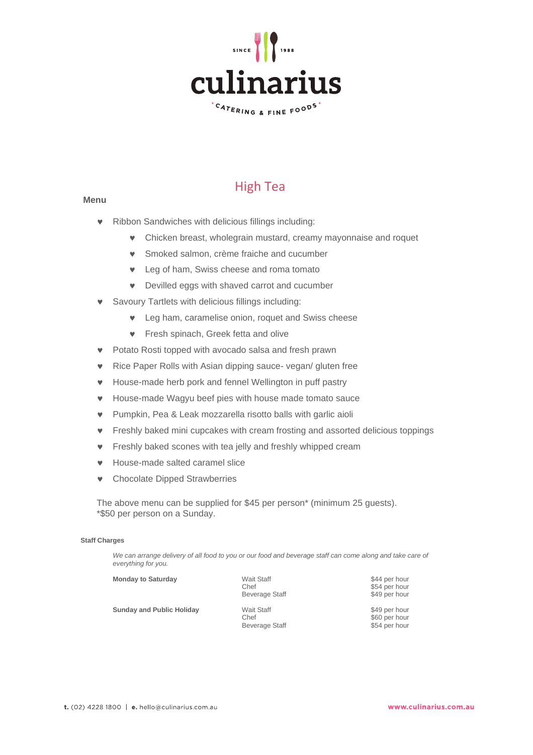SINCE 1988

# culinarius

CATERING & FINE FOODS

## High Tea

**Menu**

- Ribbon Sandwiches with delicious fillings including:
    - Chicken breast, wholegrain mustard, creamy mayonnaise and roquet
    - Smoked salmon, crème fraiche and cucumber
    - Leg of ham, Swiss cheese and roma tomato
    - Devilled eggs with shaved carrot and cucumber
- Savoury Tartlets with delicious fillings including:
    - Leg ham, caramelise onion, roquet and Swiss cheese
    - Fresh spinach, Greek fetta and olive
- Potato Rosti topped with avocado salsa and fresh prawn
- Rice Paper Rolls with Asian dipping sauce- vegan/ gluten free
- House-made herb pork and fennel Wellington in puff pastry
- House-made Wagyu beef pies with house made tomato sauce
- Pumpkin, Pea & Leak mozzarella risotto balls with garlic aioli
- Freshly baked mini cupcakes with cream frosting and assorted delicious toppings
- Freshly baked scones with tea jelly and freshly whipped cream
- House-made salted caramel slice
- Chocolate Dipped Strawberries

The above menu can be supplied for $45 per person* (minimum 25 guests).
*$50 per person on a Sunday.

**Staff Charges**

*We can arrange delivery of all food to you or our food and beverage staff can come along and take care of everything for you.*

| | | |
|---|---|---|
| **Monday to Saturday** | Wait Staff | $44 per hour |
| | Chef | $54 per hour |
| | Beverage Staff | $49 per hour |
| **Sunday and Public Holiday** | Wait Staff | $49 per hour |
| | Chef | $60 per hour |
| | Beverage Staff | $54 per hour |

**t.** (02) 4228 1800 | **e.** hello@culinarius.com.au www.culinarius.com.au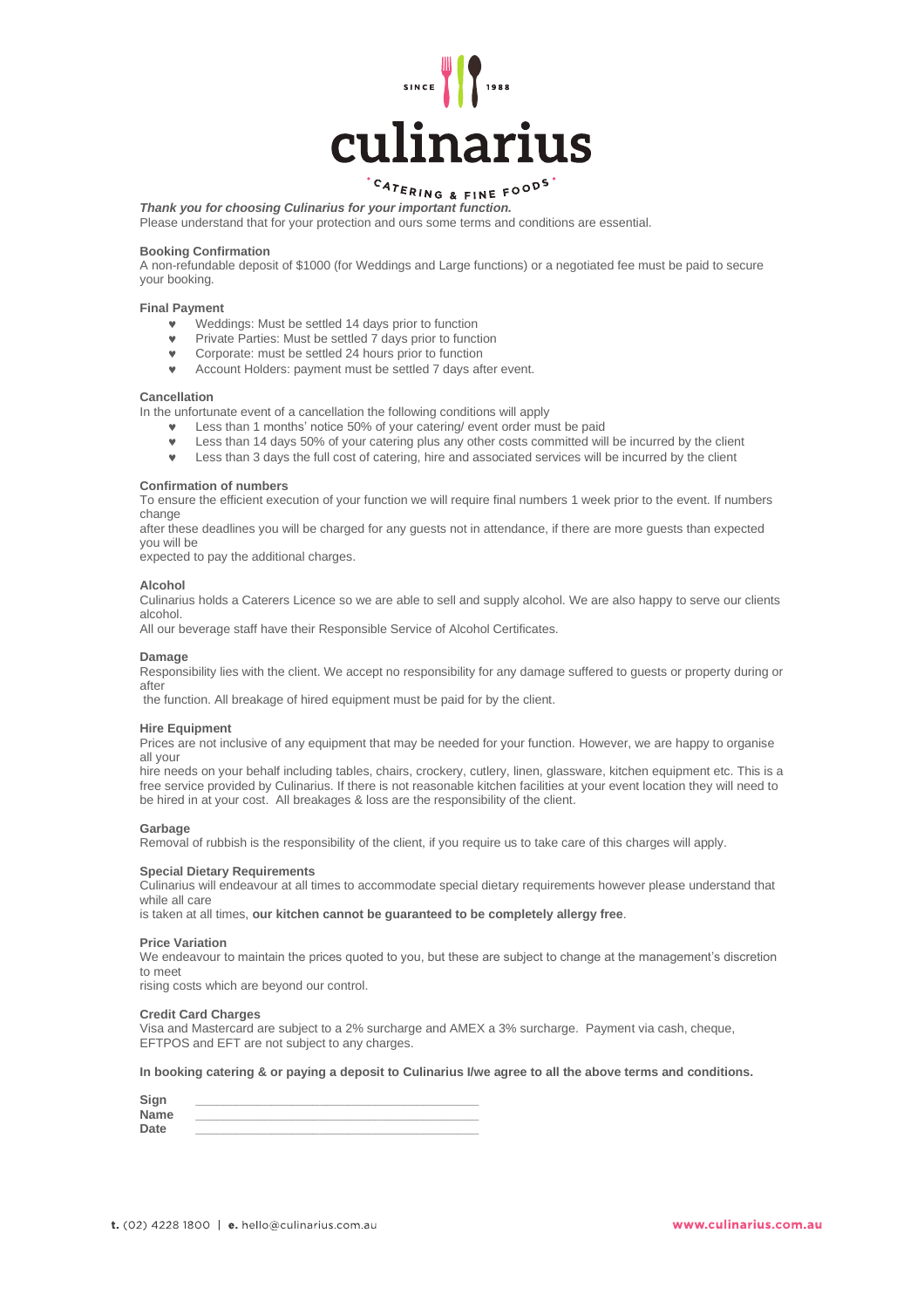# culinarius

SINCE 1988

CATERING & FINE FOODS

***Thank you for choosing Culinarius for your important function.***

Please understand that for your protection and ours some terms and conditions are essential.

**Booking Confirmation**

A non-refundable deposit of $1000 (for Weddings and Large functions) or a negotiated fee must be paid to secure your booking.

**Final Payment**

- Weddings: Must be settled 14 days prior to function
- Private Parties: Must be settled 7 days prior to function
- Corporate: must be settled 24 hours prior to function
- Account Holders: payment must be settled 7 days after event.

**Cancellation**

In the unfortunate event of a cancellation the following conditions will apply

- Less than 1 months' notice 50% of your catering/ event order must be paid
- Less than 14 days 50% of your catering plus any other costs committed will be incurred by the client
- Less than 3 days the full cost of catering, hire and associated services will be incurred by the client

**Confirmation of numbers**

To ensure the efficient execution of your function we will require final numbers 1 week prior to the event. If numbers change after these deadlines you will be charged for any guests not in attendance, if there are more guests than expected you will be expected to pay the additional charges.

**Alcohol**

Culinarius holds a Caterers Licence so we are able to sell and supply alcohol. We are also happy to serve our clients alcohol.

All our beverage staff have their Responsible Service of Alcohol Certificates.

**Damage**

Responsibility lies with the client. We accept no responsibility for any damage suffered to guests or property during or after the function. All breakage of hired equipment must be paid for by the client.

**Hire Equipment**

Prices are not inclusive of any equipment that may be needed for your function. However, we are happy to organise all your hire needs on your behalf including tables, chairs, crockery, cutlery, linen, glassware, kitchen equipment etc. This is a free service provided by Culinarius. If there is not reasonable kitchen facilities at your event location they will need to be hired in at your cost. All breakages & loss are the responsibility of the client.

**Garbage**

Removal of rubbish is the responsibility of the client, if you require us to take care of this charges will apply.

**Special Dietary Requirements**

Culinarius will endeavour at all times to accommodate special dietary requirements however please understand that while all care is taken at all times, **our kitchen cannot be guaranteed to be completely allergy free**.

**Price Variation**

We endeavour to maintain the prices quoted to you, but these are subject to change at the management's discretion to meet rising costs which are beyond our control.

**Credit Card Charges**

Visa and Mastercard are subject to a 2% surcharge and AMEX a 3% surcharge. Payment via cash, cheque, EFTPOS and EFT are not subject to any charges.

**In booking catering & or paying a deposit to Culinarius I/we agree to all the above terms and conditions.**

**Sign** ____________________________________

**Name** ____________________________________

**Date** ____________________________________

**t.** (02) 4228 1800 | **e.** hello@culinarius.com.au

**www.culinarius.com.au**